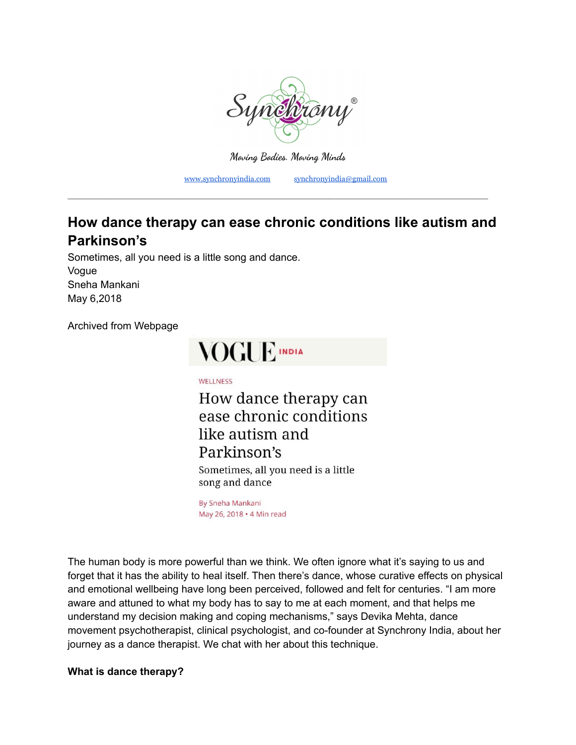Synchrony®

Moving Bodies. Moving Minds

www.synchronyindia.com synchronyindia@gmail.com

---

## How dance therapy can ease chronic conditions like autism and Parkinson's

Sometimes, all you need is a little song and dance.
Vogue
Sneha Mankani
May 6,2018

Archived from Webpage

VOGUE INDIA

WELLNESS

# How dance therapy can ease chronic conditions like autism and Parkinson's

Sometimes, all you need is a little song and dance

By Sneha Mankani
May 26, 2018 • 4 Min read

The human body is more powerful than we think. We often ignore what it's saying to us and forget that it has the ability to heal itself. Then there's dance, whose curative effects on physical and emotional wellbeing have long been perceived, followed and felt for centuries. "I am more aware and attuned to what my body has to say to me at each moment, and that helps me understand my decision making and coping mechanisms," says Devika Mehta, dance movement psychotherapist, clinical psychologist, and co-founder at Synchrony India, about her journey as a dance therapist. We chat with her about this technique.

**What is dance therapy?**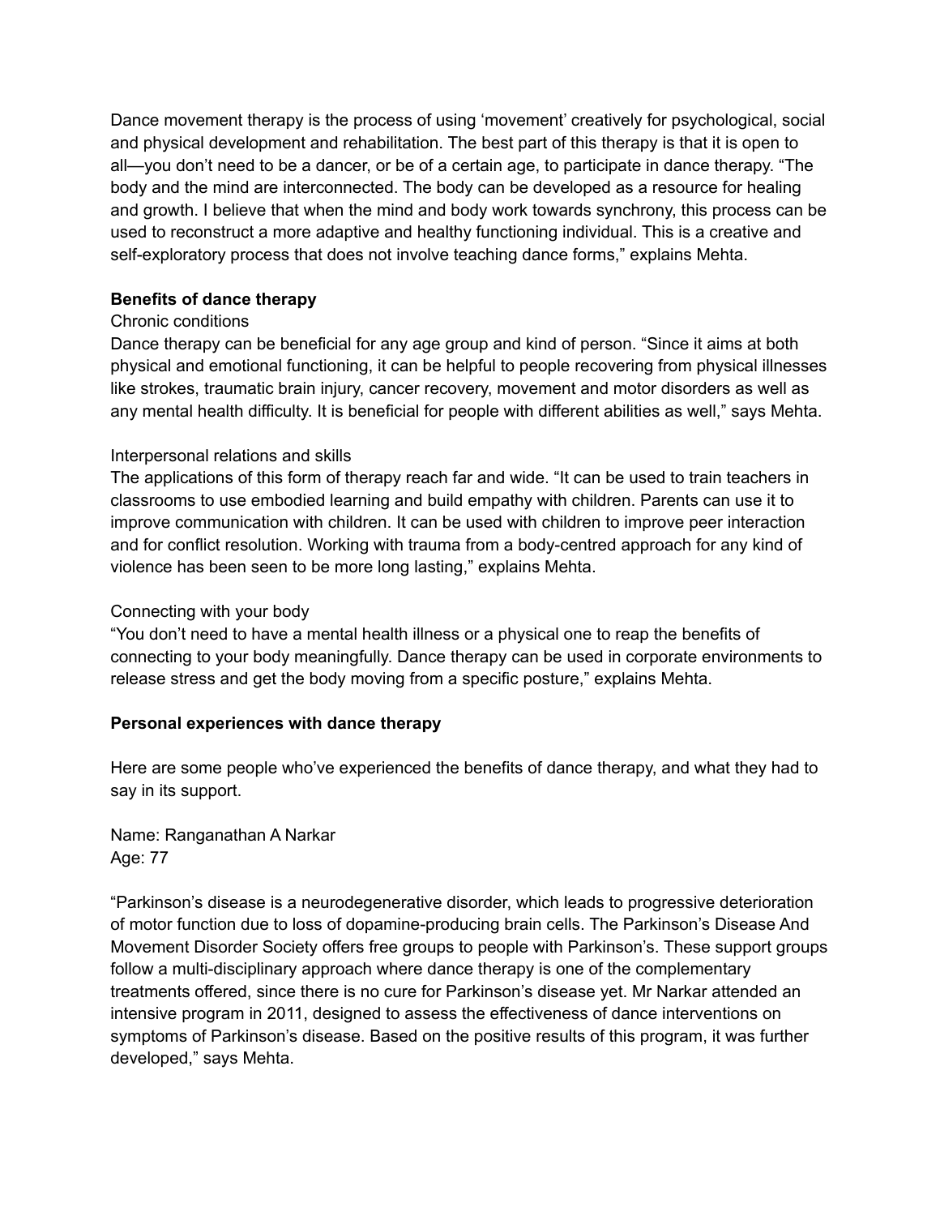Dance movement therapy is the process of using ‘movement’ creatively for psychological, social and physical development and rehabilitation. The best part of this therapy is that it is open to all—you don’t need to be a dancer, or be of a certain age, to participate in dance therapy. “The body and the mind are interconnected. The body can be developed as a resource for healing and growth. I believe that when the mind and body work towards synchrony, this process can be used to reconstruct a more adaptive and healthy functioning individual. This is a creative and self-exploratory process that does not involve teaching dance forms,” explains Mehta.

**Benefits of dance therapy**

Chronic conditions

Dance therapy can be beneficial for any age group and kind of person. “Since it aims at both physical and emotional functioning, it can be helpful to people recovering from physical illnesses like strokes, traumatic brain injury, cancer recovery, movement and motor disorders as well as any mental health difficulty. It is beneficial for people with different abilities as well,” says Mehta.

Interpersonal relations and skills

The applications of this form of therapy reach far and wide. “It can be used to train teachers in classrooms to use embodied learning and build empathy with children. Parents can use it to improve communication with children. It can be used with children to improve peer interaction and for conflict resolution. Working with trauma from a body-centred approach for any kind of violence has been seen to be more long lasting,” explains Mehta.

Connecting with your body

“You don’t need to have a mental health illness or a physical one to reap the benefits of connecting to your body meaningfully. Dance therapy can be used in corporate environments to release stress and get the body moving from a specific posture,” explains Mehta.

**Personal experiences with dance therapy**

Here are some people who’ve experienced the benefits of dance therapy, and what they had to say in its support.

Name: Ranganathan A Narkar
Age: 77

“Parkinson’s disease is a neurodegenerative disorder, which leads to progressive deterioration of motor function due to loss of dopamine-producing brain cells. The Parkinson’s Disease And Movement Disorder Society offers free groups to people with Parkinson’s. These support groups follow a multi-disciplinary approach where dance therapy is one of the complementary treatments offered, since there is no cure for Parkinson’s disease yet. Mr Narkar attended an intensive program in 2011, designed to assess the effectiveness of dance interventions on symptoms of Parkinson’s disease. Based on the positive results of this program, it was further developed,” says Mehta.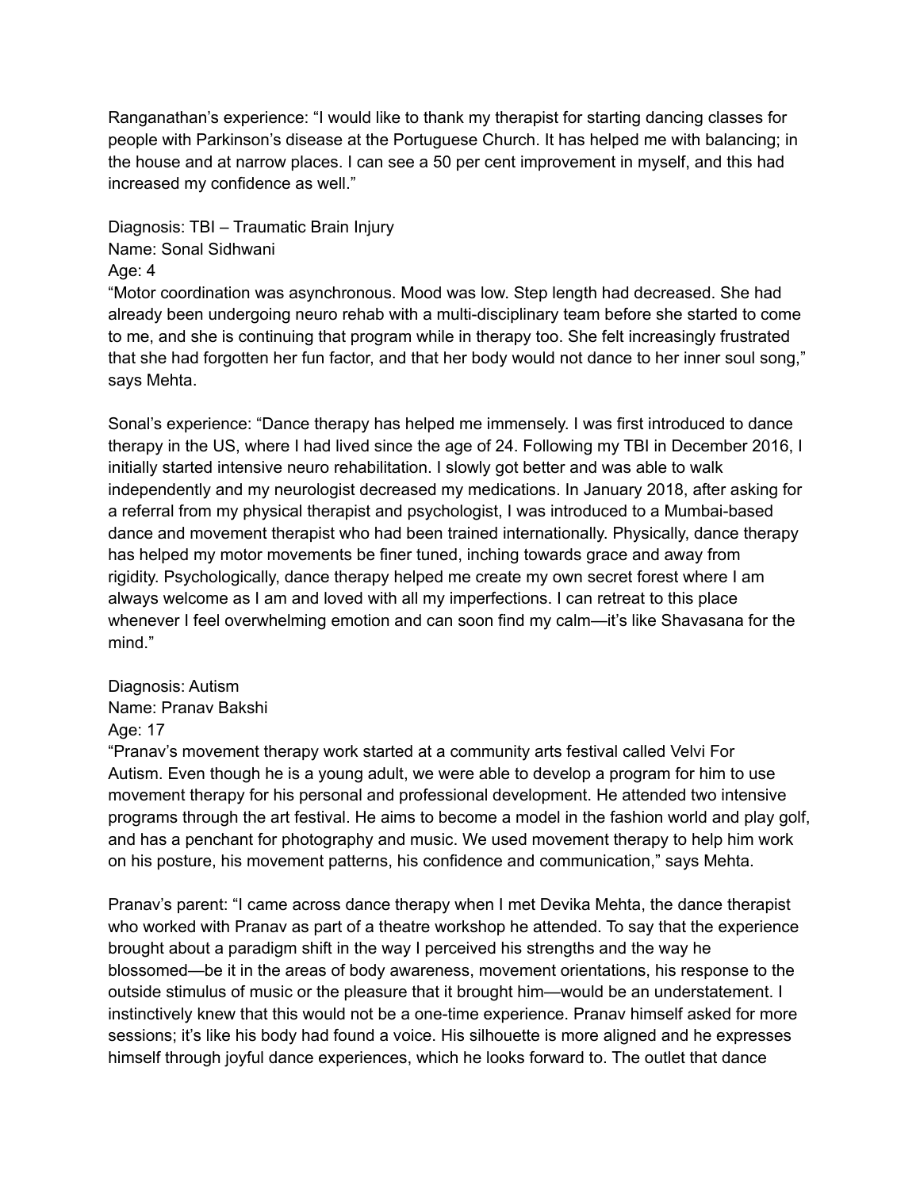Ranganathan's experience: "I would like to thank my therapist for starting dancing classes for people with Parkinson's disease at the Portuguese Church. It has helped me with balancing; in the house and at narrow places. I can see a 50 per cent improvement in myself, and this had increased my confidence as well."

Diagnosis: TBI – Traumatic Brain Injury
Name: Sonal Sidhwani
Age: 4
"Motor coordination was asynchronous. Mood was low. Step length had decreased. She had already been undergoing neuro rehab with a multi-disciplinary team before she started to come to me, and she is continuing that program while in therapy too. She felt increasingly frustrated that she had forgotten her fun factor, and that her body would not dance to her inner soul song," says Mehta.

Sonal's experience: "Dance therapy has helped me immensely. I was first introduced to dance therapy in the US, where I had lived since the age of 24. Following my TBI in December 2016, I initially started intensive neuro rehabilitation. I slowly got better and was able to walk independently and my neurologist decreased my medications. In January 2018, after asking for a referral from my physical therapist and psychologist, I was introduced to a Mumbai-based dance and movement therapist who had been trained internationally. Physically, dance therapy has helped my motor movements be finer tuned, inching towards grace and away from rigidity. Psychologically, dance therapy helped me create my own secret forest where I am always welcome as I am and loved with all my imperfections. I can retreat to this place whenever I feel overwhelming emotion and can soon find my calm—it's like Shavasana for the mind."

Diagnosis: Autism
Name: Pranav Bakshi
Age: 17
"Pranav's movement therapy work started at a community arts festival called Velvi For Autism. Even though he is a young adult, we were able to develop a program for him to use movement therapy for his personal and professional development. He attended two intensive programs through the art festival. He aims to become a model in the fashion world and play golf, and has a penchant for photography and music. We used movement therapy to help him work on his posture, his movement patterns, his confidence and communication," says Mehta.

Pranav's parent: "I came across dance therapy when I met Devika Mehta, the dance therapist who worked with Pranav as part of a theatre workshop he attended. To say that the experience brought about a paradigm shift in the way I perceived his strengths and the way he blossomed—be it in the areas of body awareness, movement orientations, his response to the outside stimulus of music or the pleasure that it brought him—would be an understatement. I instinctively knew that this would not be a one-time experience. Pranav himself asked for more sessions; it's like his body had found a voice. His silhouette is more aligned and he expresses himself through joyful dance experiences, which he looks forward to. The outlet that dance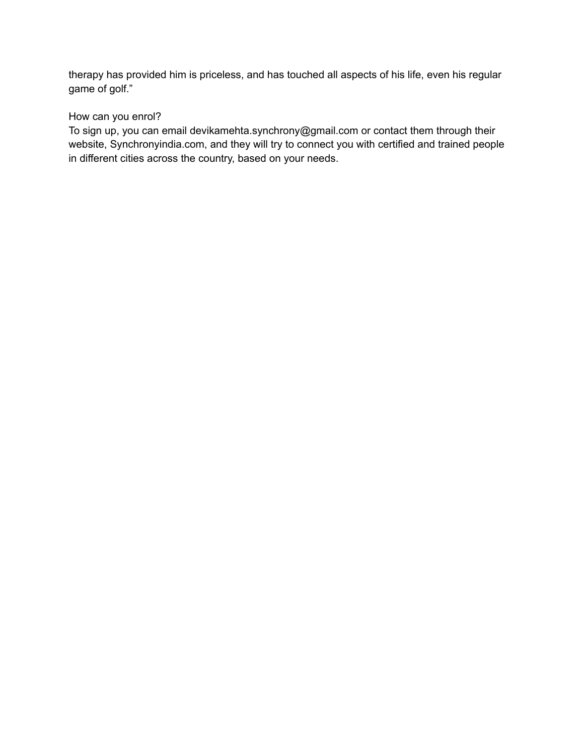therapy has provided him is priceless, and has touched all aspects of his life, even his regular game of golf."

How can you enrol?

To sign up, you can email devikamehta.synchrony@gmail.com or contact them through their website, Synchronyindia.com, and they will try to connect you with certified and trained people in different cities across the country, based on your needs.